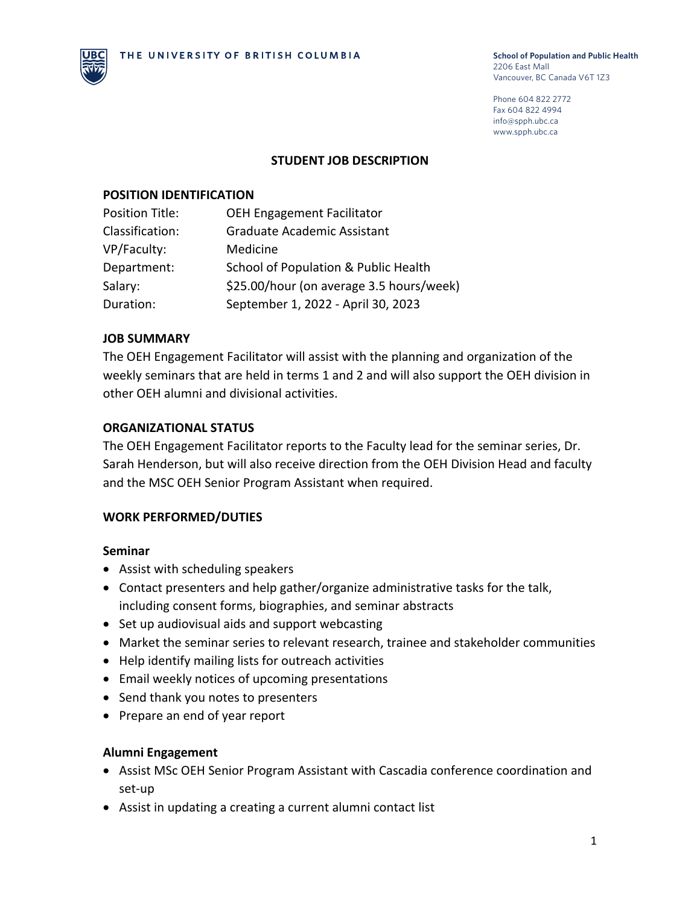THE UNIVERSITY OF BRITISH COLUMBIA

**School of Population and Public Health**
2206 East Mall
Vancouver, BC Canada V6T 1Z3

Phone 604 822 2772
Fax 604 822 4994
info@spph.ubc.ca
www.spph.ubc.ca

# STUDENT JOB DESCRIPTION

## POSITION IDENTIFICATION

| | |
|---|---|
| Position Title: | OEH Engagement Facilitator |
| Classification: | Graduate Academic Assistant |
| VP/Faculty: | Medicine |
| Department: | School of Population & Public Health |
| Salary: | $25.00/hour (on average 3.5 hours/week) |
| Duration: | September 1, 2022 - April 30, 2023 |

## JOB SUMMARY

The OEH Engagement Facilitator will assist with the planning and organization of the weekly seminars that are held in terms 1 and 2 and will also support the OEH division in other OEH alumni and divisional activities.

## ORGANIZATIONAL STATUS

The OEH Engagement Facilitator reports to the Faculty lead for the seminar series, Dr. Sarah Henderson, but will also receive direction from the OEH Division Head and faculty and the MSC OEH Senior Program Assistant when required.

## WORK PERFORMED/DUTIES

### Seminar

- Assist with scheduling speakers
- Contact presenters and help gather/organize administrative tasks for the talk, including consent forms, biographies, and seminar abstracts
- Set up audiovisual aids and support webcasting
- Market the seminar series to relevant research, trainee and stakeholder communities
- Help identify mailing lists for outreach activities
- Email weekly notices of upcoming presentations
- Send thank you notes to presenters
- Prepare an end of year report

### Alumni Engagement

- Assist MSc OEH Senior Program Assistant with Cascadia conference coordination and set-up
- Assist in updating a creating a current alumni contact list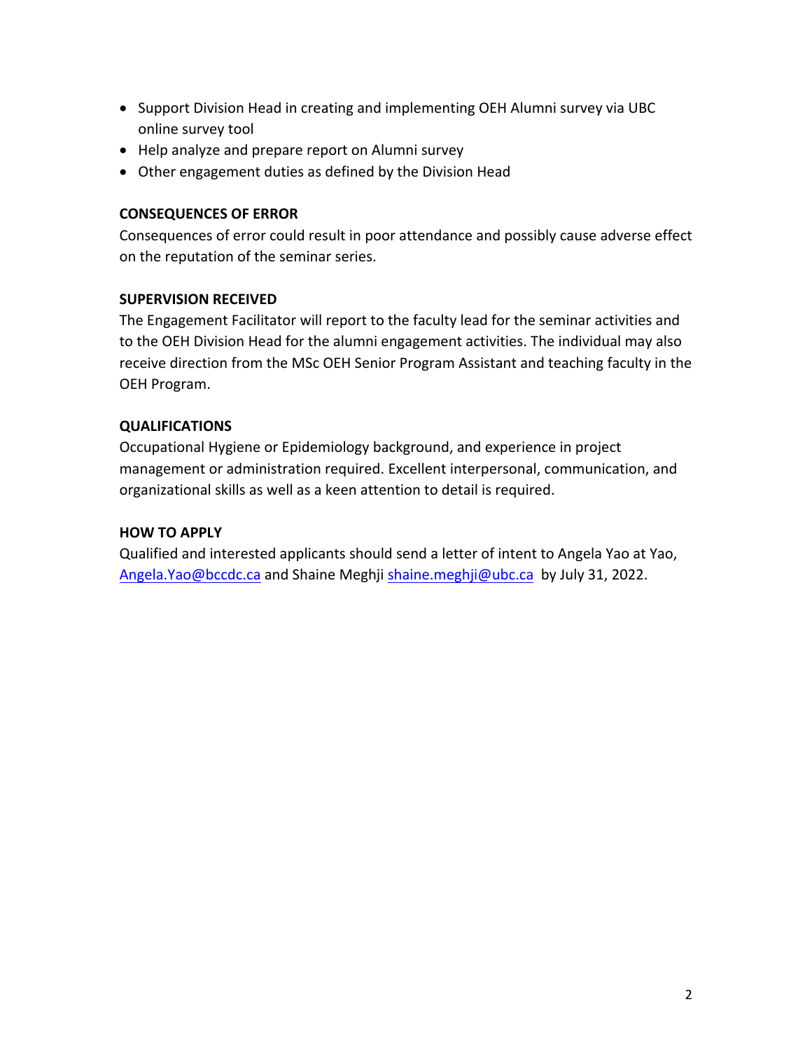- Support Division Head in creating and implementing OEH Alumni survey via UBC online survey tool
- Help analyze and prepare report on Alumni survey
- Other engagement duties as defined by the Division Head

**CONSEQUENCES OF ERROR**

Consequences of error could result in poor attendance and possibly cause adverse effect on the reputation of the seminar series.

**SUPERVISION RECEIVED**

The Engagement Facilitator will report to the faculty lead for the seminar activities and to the OEH Division Head for the alumni engagement activities. The individual may also receive direction from the MSc OEH Senior Program Assistant and teaching faculty in the OEH Program.

**QUALIFICATIONS**

Occupational Hygiene or Epidemiology background, and experience in project management or administration required. Excellent interpersonal, communication, and organizational skills as well as a keen attention to detail is required.

**HOW TO APPLY**

Qualified and interested applicants should send a letter of intent to Angela Yao at Yao, Angela.Yao@bccdc.ca and Shaine Meghji shaine.meghji@ubc.ca by July 31, 2022.